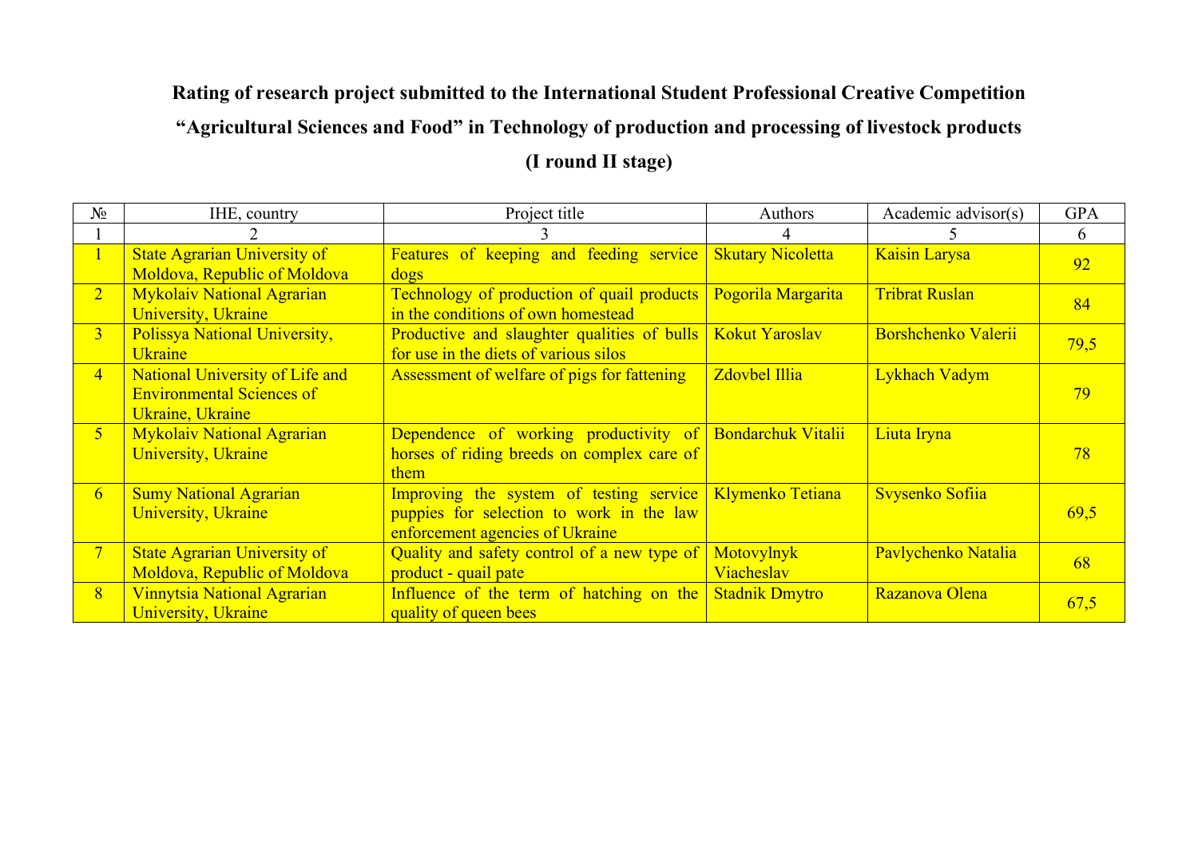# Rating of research project submitted to the International Student Professional Creative Competition "Agricultural Sciences and Food" in Technology of production and processing of livestock products

## (I round II stage)

| № | IHE, country | Project title | Authors | Academic advisor(s) | GPA |
|---|---|---|---|---|---|
| 1 | 2 | 3 | 4 | 5 | 6 |
| 1 | State Agrarian University of Moldova, Republic of Moldova | Features of keeping and feeding service dogs | Skutary Nicoletta | Kaisin Larysa | 92 |
| 2 | Mykolaiv National Agrarian University, Ukraine | Technology of production of quail products in the conditions of own homestead | Pogorila Margarita | Tribrat Ruslan | 84 |
| 3 | Polissya National University, Ukraine | Productive and slaughter qualities of bulls for use in the diets of various silos | Kokut Yaroslav | Borshchenko Valerii | 79,5 |
| 4 | National University of Life and Environmental Sciences of Ukraine, Ukraine | Assessment of welfare of pigs for fattening | Zdovbel Illia | Lykhach Vadym | 79 |
| 5 | Mykolaiv National Agrarian University, Ukraine | Dependence of working productivity of horses of riding breeds on complex care of them | Bondarchuk Vitalii | Liuta Iryna | 78 |
| 6 | Sumy National Agrarian University, Ukraine | Improving the system of testing service puppies for selection to work in the law enforcement agencies of Ukraine | Klymenko Tetiana | Svysenko Sofiia | 69,5 |
| 7 | State Agrarian University of Moldova, Republic of Moldova | Quality and safety control of a new type of product - quail pate | Motovylnyk Viacheslav | Pavlychenko Natalia | 68 |
| 8 | Vinnytsia National Agrarian University, Ukraine | Influence of the term of hatching on the quality of queen bees | Stadnik Dmytro | Razanova Olena | 67,5 |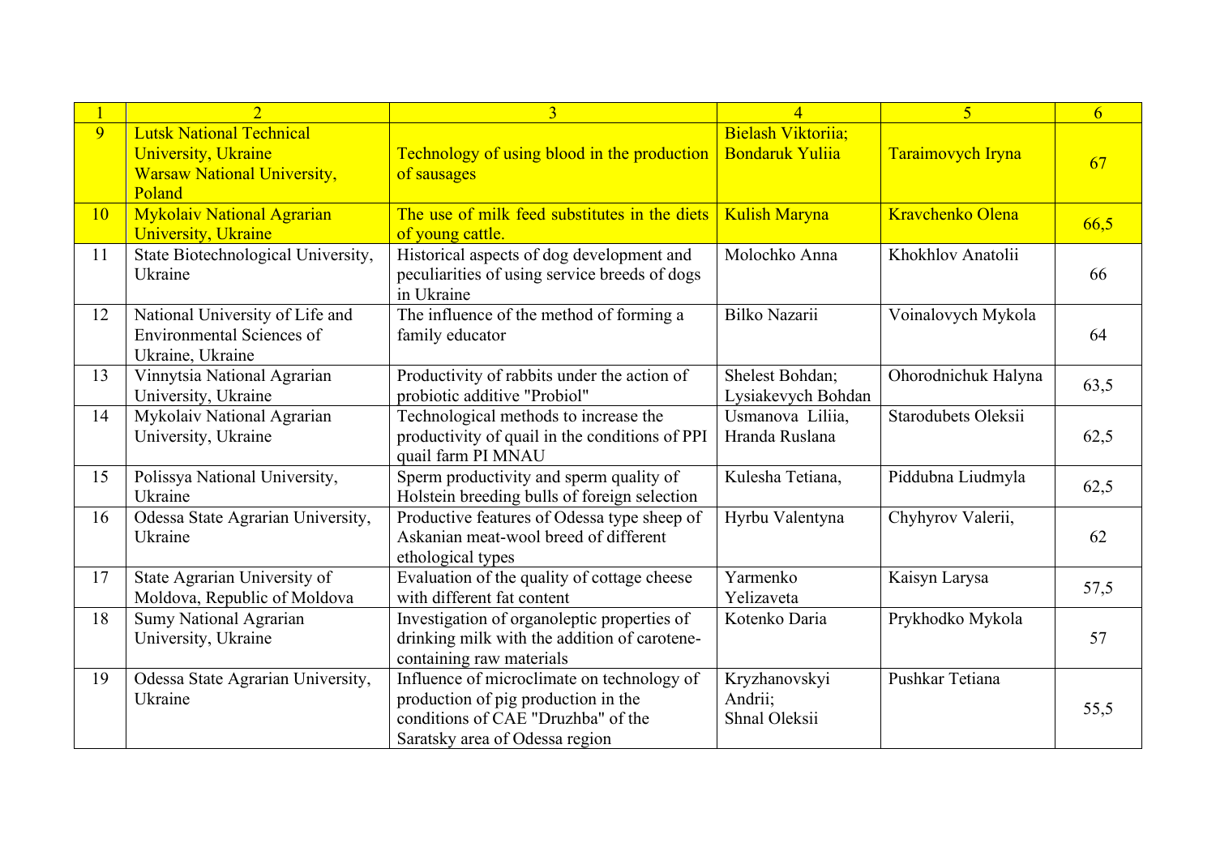| 1 | 2 | 3 | 4 | 5 | 6 |
|---|---|---|---|---|---|
| 9 | Lutsk National Technical University, Ukraine Warsaw National University, Poland | Technology of using blood in the production of sausages | Bielash Viktoriia; Bondaruk Yuliia | Taraimovych Iryna | 67 |
| 10 | Mykolaiv National Agrarian University, Ukraine | The use of milk feed substitutes in the diets of young cattle. | Kulish Maryna | Kravchenko Olena | 66,5 |
| 11 | State Biotechnological University, Ukraine | Historical aspects of dog development and peculiarities of using service breeds of dogs in Ukraine | Molochko Anna | Khokhlov Anatolii | 66 |
| 12 | National University of Life and Environmental Sciences of Ukraine, Ukraine | The influence of the method of forming a family educator | Bilko Nazarii | Voinalovych Mykola | 64 |
| 13 | Vinnytsia National Agrarian University, Ukraine | Productivity of rabbits under the action of probiotic additive "Probiol" | Shelest Bohdan; Lysiakevych Bohdan | Ohorodnichuk Halyna | 63,5 |
| 14 | Mykolaiv National Agrarian University, Ukraine | Technological methods to increase the productivity of quail in the conditions of PPI quail farm PI MNAU | Usmanova Liliia, Hranda Ruslana | Starodubets Oleksii | 62,5 |
| 15 | Polissya National University, Ukraine | Sperm productivity and sperm quality of Holstein breeding bulls of foreign selection | Kulesha Tetiana, | Piddubna Liudmyla | 62,5 |
| 16 | Odessa State Agrarian University, Ukraine | Productive features of Odessa type sheep of Askanian meat-wool breed of different ethological types | Hyrbu Valentyna | Chyhyrov Valerii, | 62 |
| 17 | State Agrarian University of Moldova, Republic of Moldova | Evaluation of the quality of cottage cheese with different fat content | Yarmenko Yelizaveta | Kaisyn Larysa | 57,5 |
| 18 | Sumy National Agrarian University, Ukraine | Investigation of organoleptic properties of drinking milk with the addition of carotene-containing raw materials | Kotenko Daria | Prykhodko Mykola | 57 |
| 19 | Odessa State Agrarian University, Ukraine | Influence of microclimate on technology of production of pig production in the conditions of CAE "Druzhba" of the Saratsky area of Odessa region | Kryzhanovskyi Andrii; Shnal Oleksii | Pushkar Tetiana | 55,5 |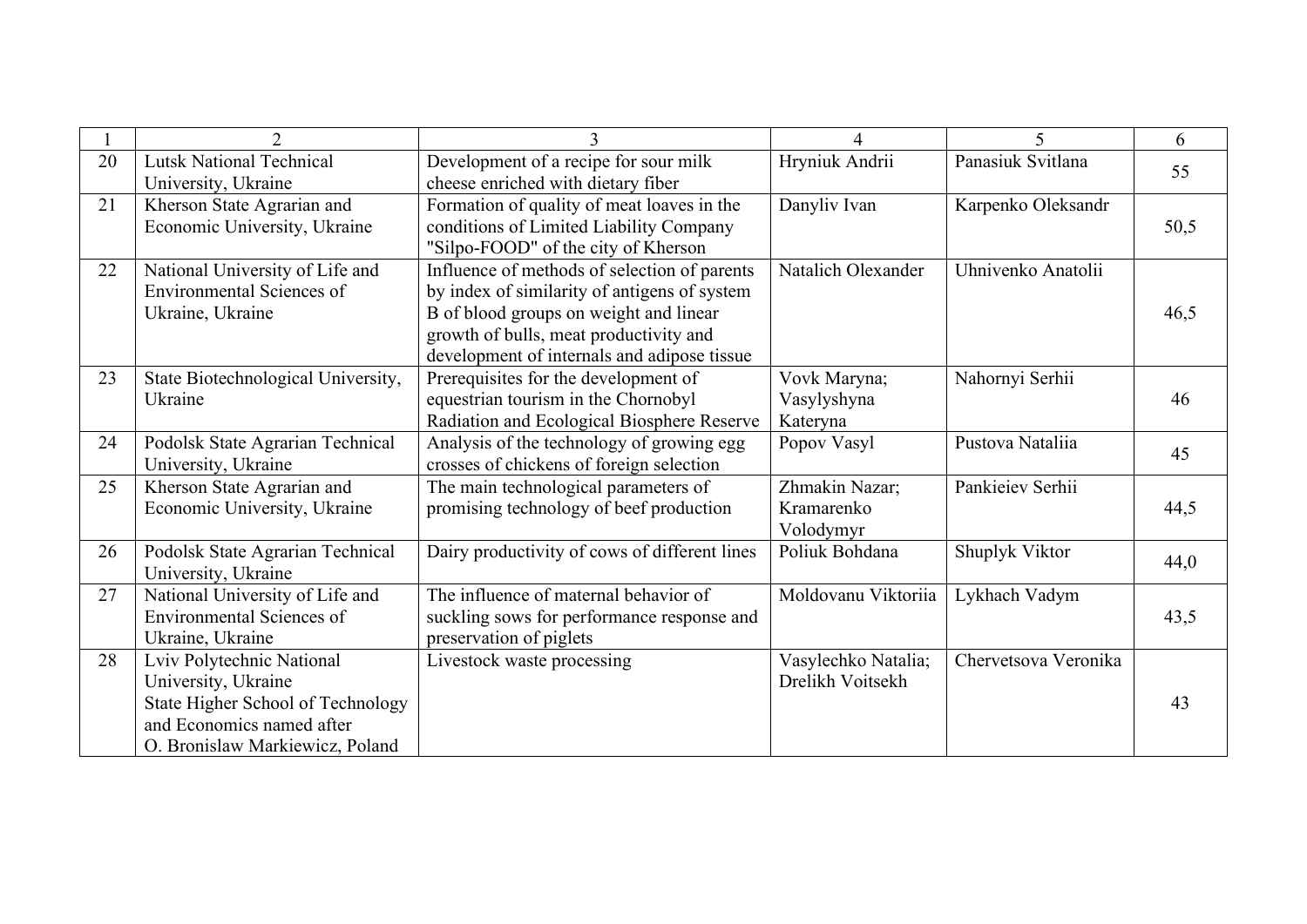| 1 | 2 | 3 | 4 | 5 | 6 |
|---|---|---|---|---|---|
| 20 | Lutsk National Technical University, Ukraine | Development of a recipe for sour milk cheese enriched with dietary fiber | Hryniuk Andrii | Panasiuk Svitlana | 55 |
| 21 | Kherson State Agrarian and Economic University, Ukraine | Formation of quality of meat loaves in the conditions of Limited Liability Company "Silpo-FOOD" of the city of Kherson | Danyliv Ivan | Karpenko Oleksandr | 50,5 |
| 22 | National University of Life and Environmental Sciences of Ukraine, Ukraine | Influence of methods of selection of parents by index of similarity of antigens of system B of blood groups on weight and linear growth of bulls, meat productivity and development of internals and adipose tissue | Natalich Olexander | Uhnivenko Anatolii | 46,5 |
| 23 | State Biotechnological University, Ukraine | Prerequisites for the development of equestrian tourism in the Chornobyl Radiation and Ecological Biosphere Reserve | Vovk Maryna; Vasylyshyna Kateryna | Nahornyi Serhii | 46 |
| 24 | Podolsk State Agrarian Technical University, Ukraine | Analysis of the technology of growing egg crosses of chickens of foreign selection | Popov Vasyl | Pustova Nataliia | 45 |
| 25 | Kherson State Agrarian and Economic University, Ukraine | The main technological parameters of promising technology of beef production | Zhmakin Nazar; Kramarenko Volodymyr | Pankieiev Serhii | 44,5 |
| 26 | Podolsk State Agrarian Technical University, Ukraine | Dairy productivity of cows of different lines | Poliuk Bohdana | Shuplyk Viktor | 44,0 |
| 27 | National University of Life and Environmental Sciences of Ukraine, Ukraine | The influence of maternal behavior of suckling sows for performance response and preservation of piglets | Moldovanu Viktoriia | Lykhach Vadym | 43,5 |
| 28 | Lviv Polytechnic National University, Ukraine State Higher School of Technology and Economics named after O. Bronislaw Markiewicz, Poland | Livestock waste processing | Vasylechko Natalia; Drelikh Voitsekh | Chervetsova Veronika | 43 |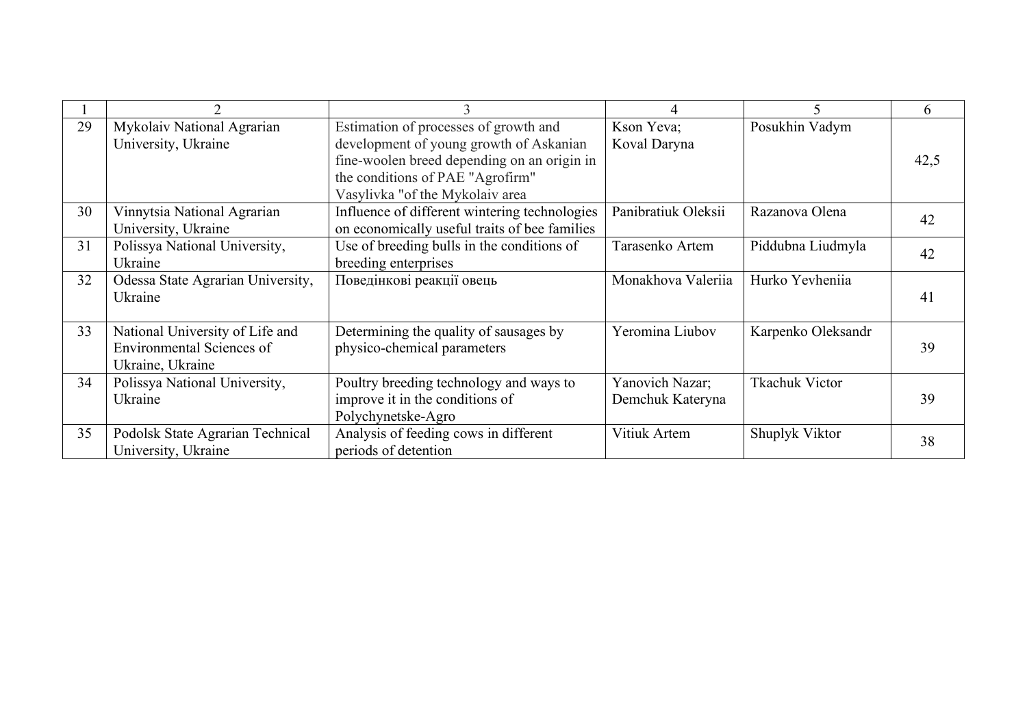| 1 | 2 | 3 | 4 | 5 | 6 |
|---|---|---|---|---|---|
| 29 | Mykolaiv National Agrarian University, Ukraine | Estimation of processes of growth and development of young growth of Askanian fine-woolen breed depending on an origin in the conditions of PAE "Agrofirm" Vasylivka "of the Mykolaiv area | Kson Yeva; Koval Daryna | Posukhin Vadym | 42,5 |
| 30 | Vinnytsia National Agrarian University, Ukraine | Influence of different wintering technologies on economically useful traits of bee families | Panibratiuk Oleksii | Razanova Olena | 42 |
| 31 | Polissya National University, Ukraine | Use of breeding bulls in the conditions of breeding enterprises | Tarasenko Artem | Piddubna Liudmyla | 42 |
| 32 | Odessa State Agrarian University, Ukraine | Поведінкові реакції овець | Monakhova Valeriia | Hurko Yevheniia | 41 |
| 33 | National University of Life and Environmental Sciences of Ukraine, Ukraine | Determining the quality of sausages by physico-chemical parameters | Yeromina Liubov | Karpenko Oleksandr | 39 |
| 34 | Polissya National University, Ukraine | Poultry breeding technology and ways to improve it in the conditions of Polychynetske-Agro | Yanovich Nazar; Demchuk Kateryna | Tkachuk Victor | 39 |
| 35 | Podolsk State Agrarian Technical University, Ukraine | Analysis of feeding cows in different periods of detention | Vitiuk Artem | Shuplyk Viktor | 38 |